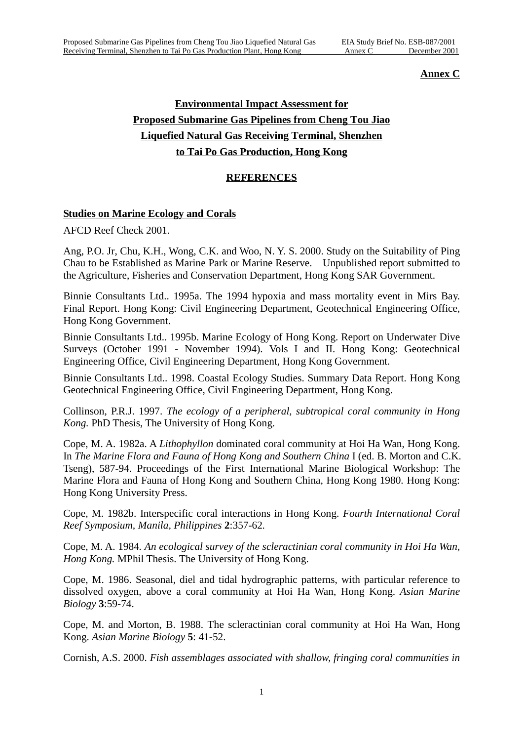**Annex C**

# Environmental Impact Assessment for Proposed Submarine Gas Pipelines from Cheng Tou Jiao Liquefied Natural Gas Receiving Terminal, Shenzhen to Tai Po Gas Production, Hong Kong

## REFERENCES

### Studies on Marine Ecology and Corals

AFCD Reef Check 2001.

Ang, P.O. Jr, Chu, K.H., Wong, C.K. and Woo, N. Y. S. 2000. Study on the Suitability of Ping Chau to be Established as Marine Park or Marine Reserve. Unpublished report submitted to the Agriculture, Fisheries and Conservation Department, Hong Kong SAR Government.

Binnie Consultants Ltd.. 1995a. The 1994 hypoxia and mass mortality event in Mirs Bay. Final Report. Hong Kong: Civil Engineering Department, Geotechnical Engineering Office, Hong Kong Government.

Binnie Consultants Ltd.. 1995b. Marine Ecology of Hong Kong. Report on Underwater Dive Surveys (October 1991 - November 1994). Vols I and II. Hong Kong: Geotechnical Engineering Office, Civil Engineering Department, Hong Kong Government.

Binnie Consultants Ltd.. 1998. Coastal Ecology Studies. Summary Data Report. Hong Kong Geotechnical Engineering Office, Civil Engineering Department, Hong Kong.

Collinson, P.R.J. 1997. *The ecology of a peripheral, subtropical coral community in Hong Kong.* PhD Thesis, The University of Hong Kong.

Cope, M. A. 1982a. A *Lithophyllon* dominated coral community at Hoi Ha Wan, Hong Kong. In *The Marine Flora and Fauna of Hong Kong and Southern China* I (ed. B. Morton and C.K. Tseng), 587-94. Proceedings of the First International Marine Biological Workshop: The Marine Flora and Fauna of Hong Kong and Southern China, Hong Kong 1980. Hong Kong: Hong Kong University Press.

Cope, M. 1982b. Interspecific coral interactions in Hong Kong. *Fourth International Coral Reef Symposium, Manila, Philippines* **2**:357-62.

Cope, M. A. 1984. *An ecological survey of the scleractinian coral community in Hoi Ha Wan, Hong Kong.* MPhil Thesis. The University of Hong Kong.

Cope, M. 1986. Seasonal, diel and tidal hydrographic patterns, with particular reference to dissolved oxygen, above a coral community at Hoi Ha Wan, Hong Kong. *Asian Marine Biology* **3**:59-74.

Cope, M. and Morton, B. 1988. The scleractinian coral community at Hoi Ha Wan, Hong Kong. *Asian Marine Biology* **5**: 41-52.

Cornish, A.S. 2000. *Fish assemblages associated with shallow, fringing coral communities in*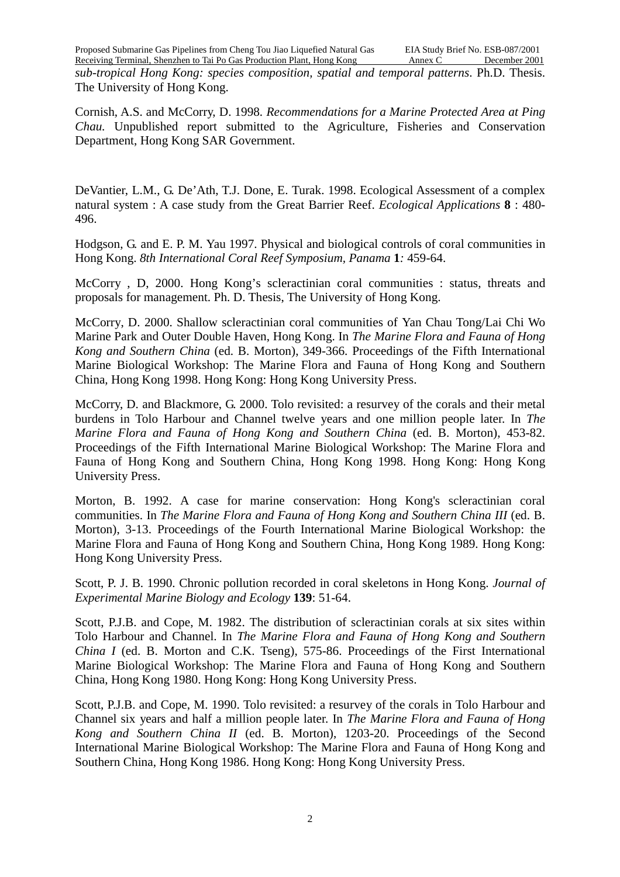*sub-tropical Hong Kong: species composition, spatial and temporal patterns*. Ph.D. Thesis. The University of Hong Kong.

Cornish, A.S. and McCorry, D. 1998. *Recommendations for a Marine Protected Area at Ping Chau*. Unpublished report submitted to the Agriculture, Fisheries and Conservation Department, Hong Kong SAR Government.

DeVantier, L.M., G. De'Ath, T.J. Done, E. Turak. 1998. Ecological Assessment of a complex natural system : A case study from the Great Barrier Reef. *Ecological Applications* **8** : 480-496.

Hodgson, G. and E. P. M. Yau 1997. Physical and biological controls of coral communities in Hong Kong. *8th International Coral Reef Symposium, Panama* **1***:* 459-64.

McCorry , D, 2000. Hong Kong's scleractinian coral communities : status, threats and proposals for management. Ph. D. Thesis, The University of Hong Kong.

McCorry, D. 2000. Shallow scleractinian coral communities of Yan Chau Tong/Lai Chi Wo Marine Park and Outer Double Haven, Hong Kong. In *The Marine Flora and Fauna of Hong Kong and Southern China* (ed. B. Morton), 349-366. Proceedings of the Fifth International Marine Biological Workshop: The Marine Flora and Fauna of Hong Kong and Southern China, Hong Kong 1998. Hong Kong: Hong Kong University Press.

McCorry, D. and Blackmore, G. 2000. Tolo revisited: a resurvey of the corals and their metal burdens in Tolo Harbour and Channel twelve years and one million people later. In *The Marine Flora and Fauna of Hong Kong and Southern China* (ed. B. Morton), 453-82. Proceedings of the Fifth International Marine Biological Workshop: The Marine Flora and Fauna of Hong Kong and Southern China, Hong Kong 1998. Hong Kong: Hong Kong University Press.

Morton, B. 1992. A case for marine conservation: Hong Kong's scleractinian coral communities. In *The Marine Flora and Fauna of Hong Kong and Southern China III* (ed. B. Morton), 3-13. Proceedings of the Fourth International Marine Biological Workshop: the Marine Flora and Fauna of Hong Kong and Southern China, Hong Kong 1989. Hong Kong: Hong Kong University Press.

Scott, P. J. B. 1990. Chronic pollution recorded in coral skeletons in Hong Kong. *Journal of Experimental Marine Biology and Ecology* **139**: 51-64.

Scott, P.J.B. and Cope, M. 1982. The distribution of scleractinian corals at six sites within Tolo Harbour and Channel. In *The Marine Flora and Fauna of Hong Kong and Southern China I* (ed. B. Morton and C.K. Tseng), 575-86. Proceedings of the First International Marine Biological Workshop: The Marine Flora and Fauna of Hong Kong and Southern China, Hong Kong 1980. Hong Kong: Hong Kong University Press.

Scott, P.J.B. and Cope, M. 1990. Tolo revisited: a resurvey of the corals in Tolo Harbour and Channel six years and half a million people later. In *The Marine Flora and Fauna of Hong Kong and Southern China II* (ed. B. Morton), 1203-20. Proceedings of the Second International Marine Biological Workshop: The Marine Flora and Fauna of Hong Kong and Southern China, Hong Kong 1986. Hong Kong: Hong Kong University Press.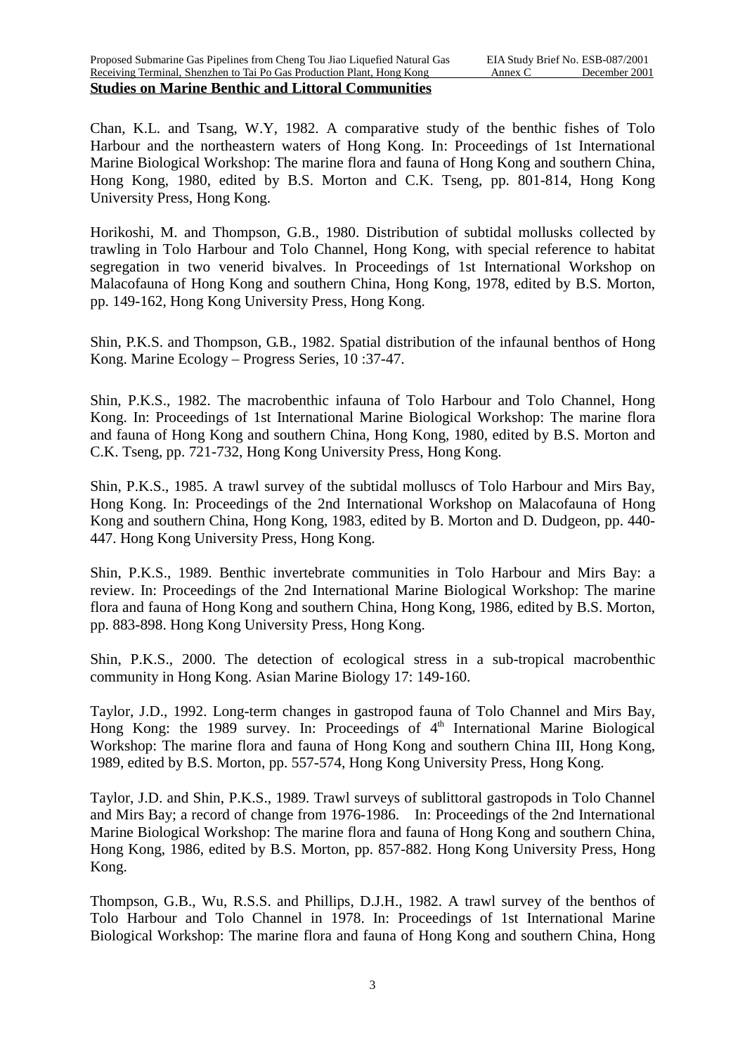**Studies on Marine Benthic and Littoral Communities**

Chan, K.L. and Tsang, W.Y, 1982. A comparative study of the benthic fishes of Tolo Harbour and the northeastern waters of Hong Kong. In: Proceedings of 1st International Marine Biological Workshop: The marine flora and fauna of Hong Kong and southern China, Hong Kong, 1980, edited by B.S. Morton and C.K. Tseng, pp. 801-814, Hong Kong University Press, Hong Kong.

Horikoshi, M. and Thompson, G.B., 1980. Distribution of subtidal mollusks collected by trawling in Tolo Harbour and Tolo Channel, Hong Kong, with special reference to habitat segregation in two venerid bivalves. In Proceedings of 1st International Workshop on Malacofauna of Hong Kong and southern China, Hong Kong, 1978, edited by B.S. Morton, pp. 149-162, Hong Kong University Press, Hong Kong.

Shin, P.K.S. and Thompson, G.B., 1982. Spatial distribution of the infaunal benthos of Hong Kong. Marine Ecology – Progress Series, 10 :37-47.

Shin, P.K.S., 1982. The macrobenthic infauna of Tolo Harbour and Tolo Channel, Hong Kong. In: Proceedings of 1st International Marine Biological Workshop: The marine flora and fauna of Hong Kong and southern China, Hong Kong, 1980, edited by B.S. Morton and C.K. Tseng, pp. 721-732, Hong Kong University Press, Hong Kong.

Shin, P.K.S., 1985. A trawl survey of the subtidal molluscs of Tolo Harbour and Mirs Bay, Hong Kong. In: Proceedings of the 2nd International Workshop on Malacofauna of Hong Kong and southern China, Hong Kong, 1983, edited by B. Morton and D. Dudgeon, pp. 440-447. Hong Kong University Press, Hong Kong.

Shin, P.K.S., 1989. Benthic invertebrate communities in Tolo Harbour and Mirs Bay: a review. In: Proceedings of the 2nd International Marine Biological Workshop: The marine flora and fauna of Hong Kong and southern China, Hong Kong, 1986, edited by B.S. Morton, pp. 883-898. Hong Kong University Press, Hong Kong.

Shin, P.K.S., 2000. The detection of ecological stress in a sub-tropical macrobenthic community in Hong Kong. Asian Marine Biology 17: 149-160.

Taylor, J.D., 1992. Long-term changes in gastropod fauna of Tolo Channel and Mirs Bay, Hong Kong: the 1989 survey. In: Proceedings of 4th International Marine Biological Workshop: The marine flora and fauna of Hong Kong and southern China III, Hong Kong, 1989, edited by B.S. Morton, pp. 557-574, Hong Kong University Press, Hong Kong.

Taylor, J.D. and Shin, P.K.S., 1989. Trawl surveys of sublittoral gastropods in Tolo Channel and Mirs Bay; a record of change from 1976-1986. In: Proceedings of the 2nd International Marine Biological Workshop: The marine flora and fauna of Hong Kong and southern China, Hong Kong, 1986, edited by B.S. Morton, pp. 857-882. Hong Kong University Press, Hong Kong.

Thompson, G.B., Wu, R.S.S. and Phillips, D.J.H., 1982. A trawl survey of the benthos of Tolo Harbour and Tolo Channel in 1978. In: Proceedings of 1st International Marine Biological Workshop: The marine flora and fauna of Hong Kong and southern China, Hong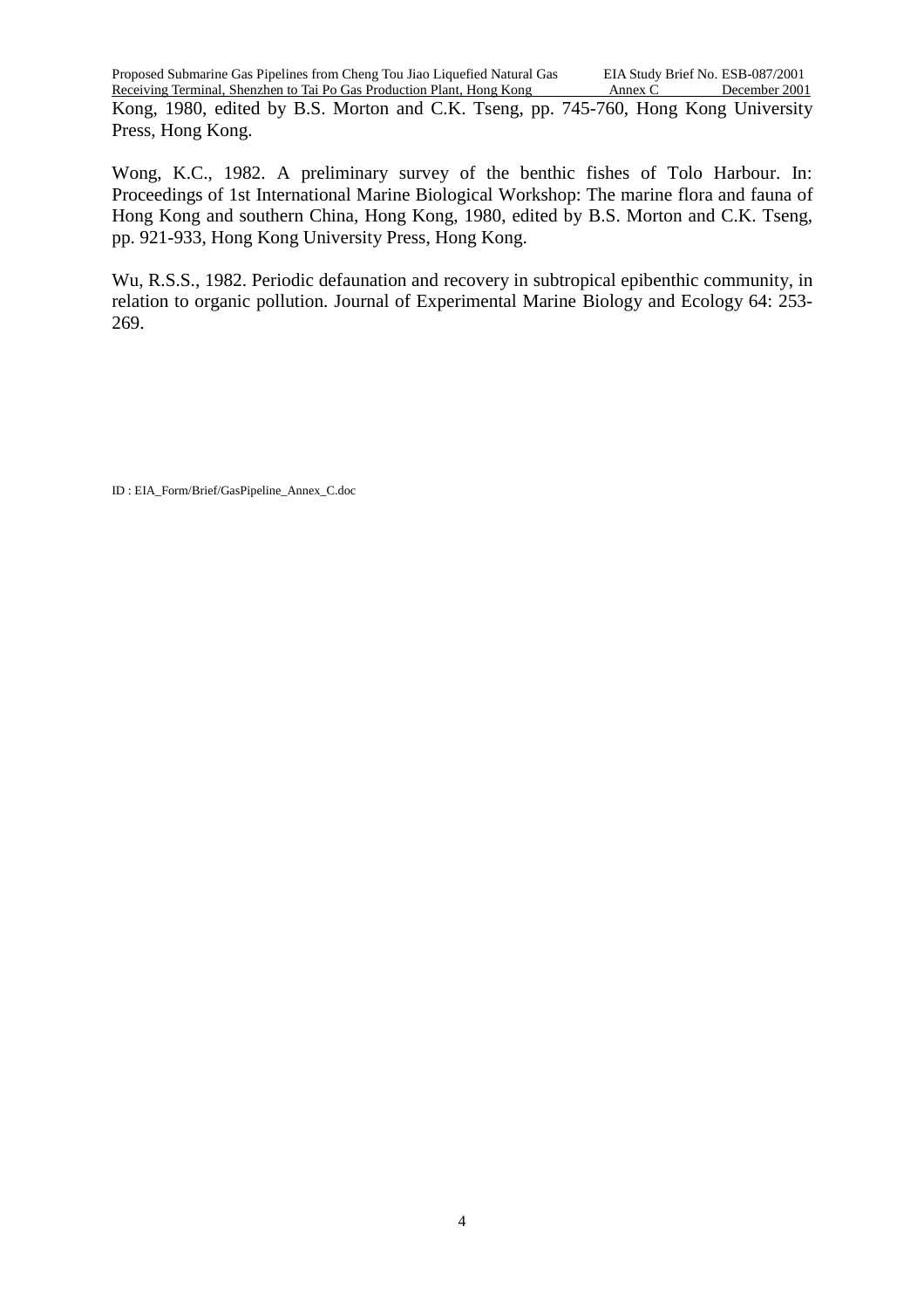Kong, 1980, edited by B.S. Morton and C.K. Tseng, pp. 745-760, Hong Kong University Press, Hong Kong.

Wong, K.C., 1982. A preliminary survey of the benthic fishes of Tolo Harbour. In: Proceedings of 1st International Marine Biological Workshop: The marine flora and fauna of Hong Kong and southern China, Hong Kong, 1980, edited by B.S. Morton and C.K. Tseng, pp. 921-933, Hong Kong University Press, Hong Kong.

Wu, R.S.S., 1982. Periodic defaunation and recovery in subtropical epibenthic community, in relation to organic pollution. Journal of Experimental Marine Biology and Ecology 64: 253-269.

ID : EIA_Form/Brief/GasPipeline_Annex_C.doc